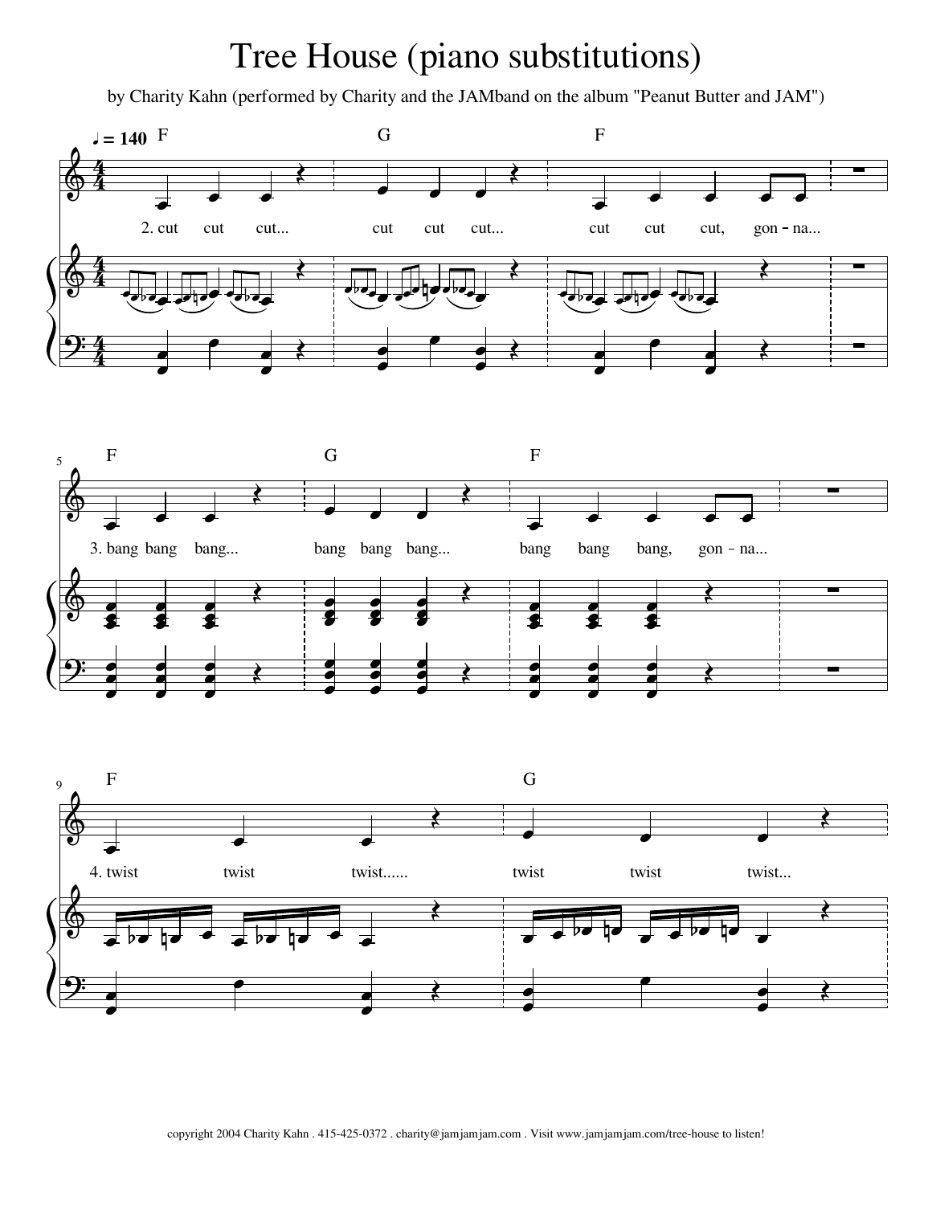# Tree House (piano substitutions)

by Charity Kahn (performed by Charity and the JAMband on the album "Peanut Butter and JAM")

♩ = 140

F — G — F

2. cut cut cut... cut cut cut... cut cut cut, gon - na...

F — G — F

3. bang bang bang... bang bang bang... bang bang bang, gon - na...

F — G

4. twist twist twist...... twist twist twist...

copyright 2004 Charity Kahn . 415-425-0372 . charity@jamjamjam.com . Visit www.jamjamjam.com/tree-house to listen!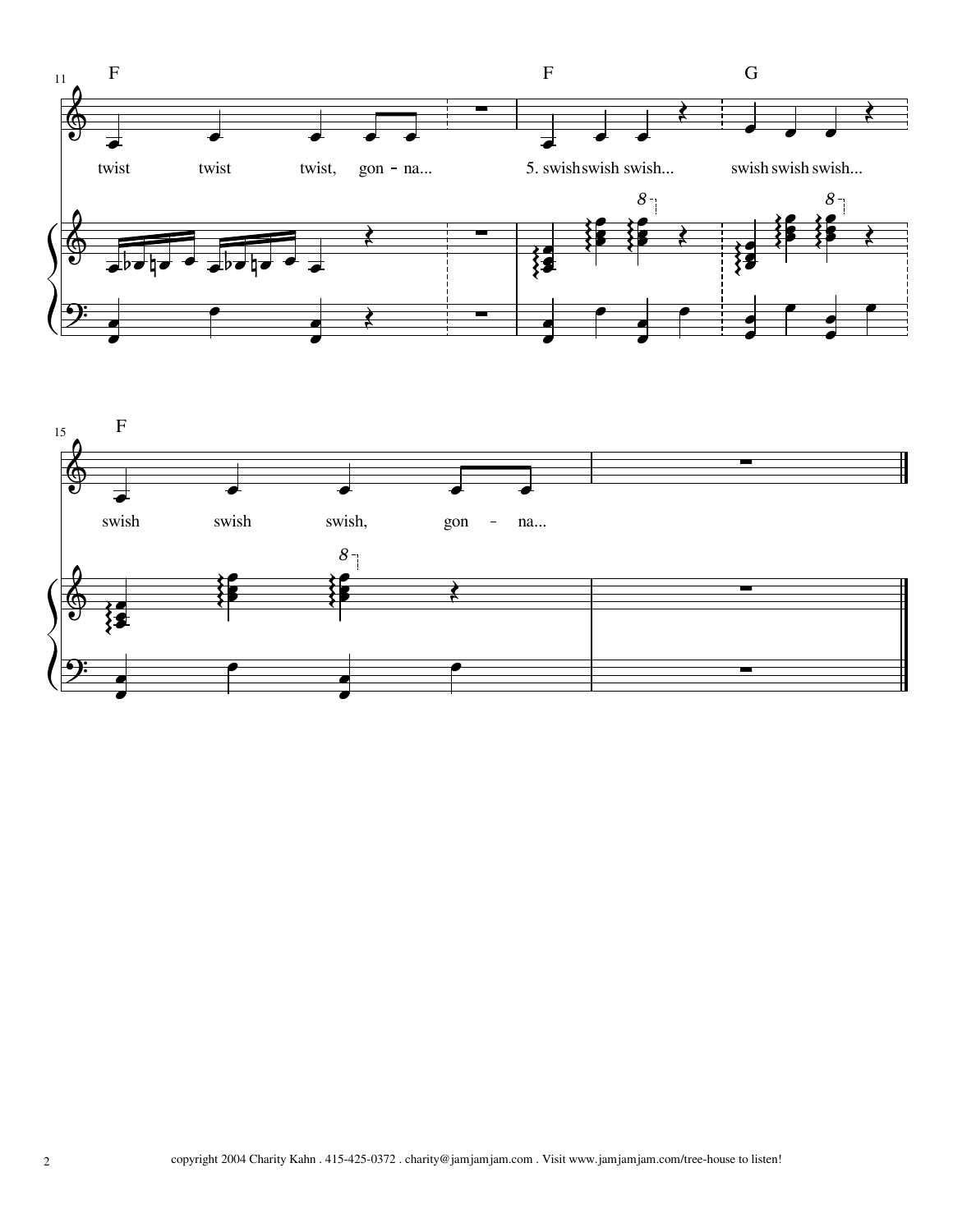F F G

twist twist twist, gon - na... 5. swish swish swish... swish swish swish...

F

swish swish swish, gon - na...